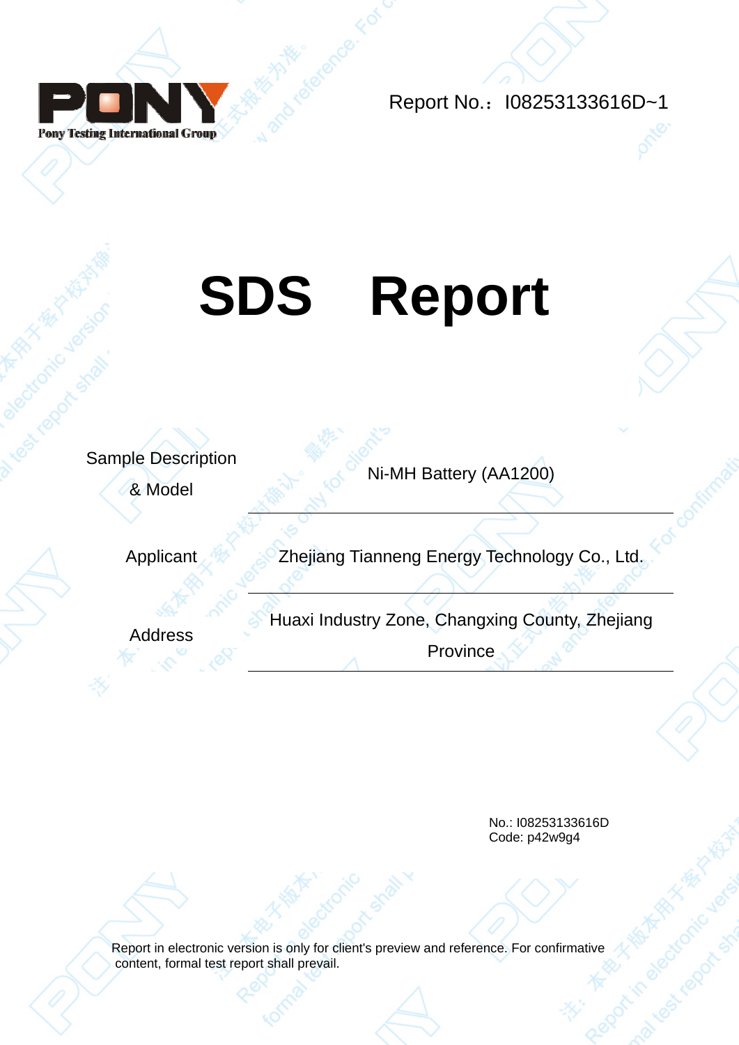PONY

Pony Testing International Group

Report No.：I08253133616D~1

# SDS Report

| | |
|---|---|
| Sample Description & Model | Ni-MH Battery (AA1200) |
| Applicant | Zhejiang Tianneng Energy Technology Co., Ltd. |
| Address | Huaxi Industry Zone, Changxing County, Zhejiang Province |

No.: I08253133616D
Code: p42w9g4

Report in electronic version is only for client's preview and reference. For confirmative content, formal test report shall prevail.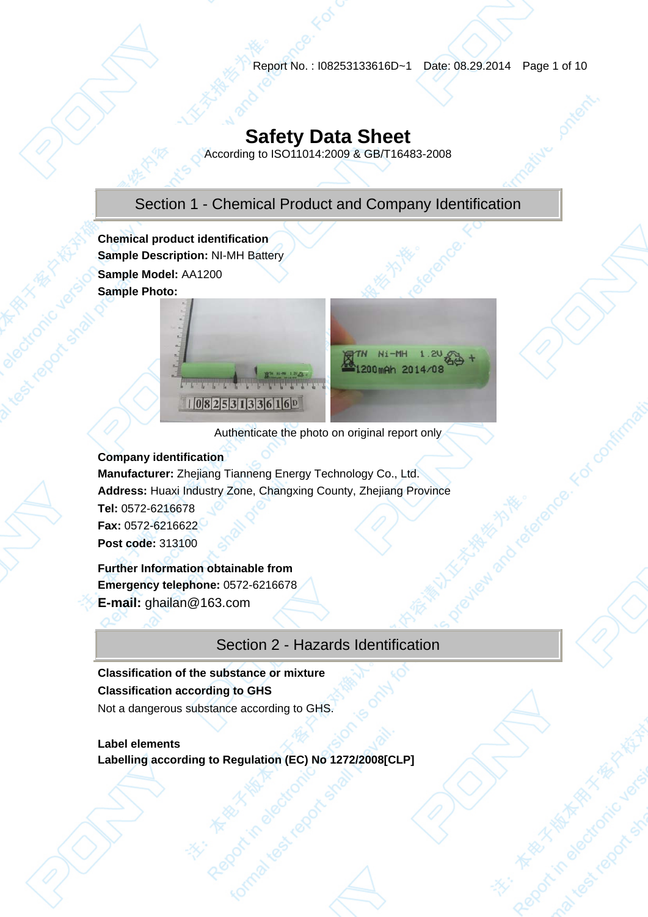# Safety Data Sheet

According to ISO11014:2009 & GB/T16483-2008

## Section 1 - Chemical Product and Company Identification

**Chemical product identification**

**Sample Description:** NI-MH Battery

**Sample Model:** AA1200

**Sample Photo:**

Authenticate the photo on original report only

**Company identification**

**Manufacturer:** Zhejiang Tianneng Energy Technology Co., Ltd.

**Address:** Huaxi Industry Zone, Changxing County, Zhejiang Province

**Tel:** 0572-6216678

**Fax:** 0572-6216622

**Post code:** 313100

**Further Information obtainable from**

**Emergency telephone:** 0572-6216678

**E-mail:** ghailan@163.com

## Section 2 - Hazards Identification

**Classification of the substance or mixture**

**Classification according to GHS**

Not a dangerous substance according to GHS.

**Label elements**

**Labelling according to Regulation (EC) No 1272/2008[CLP]**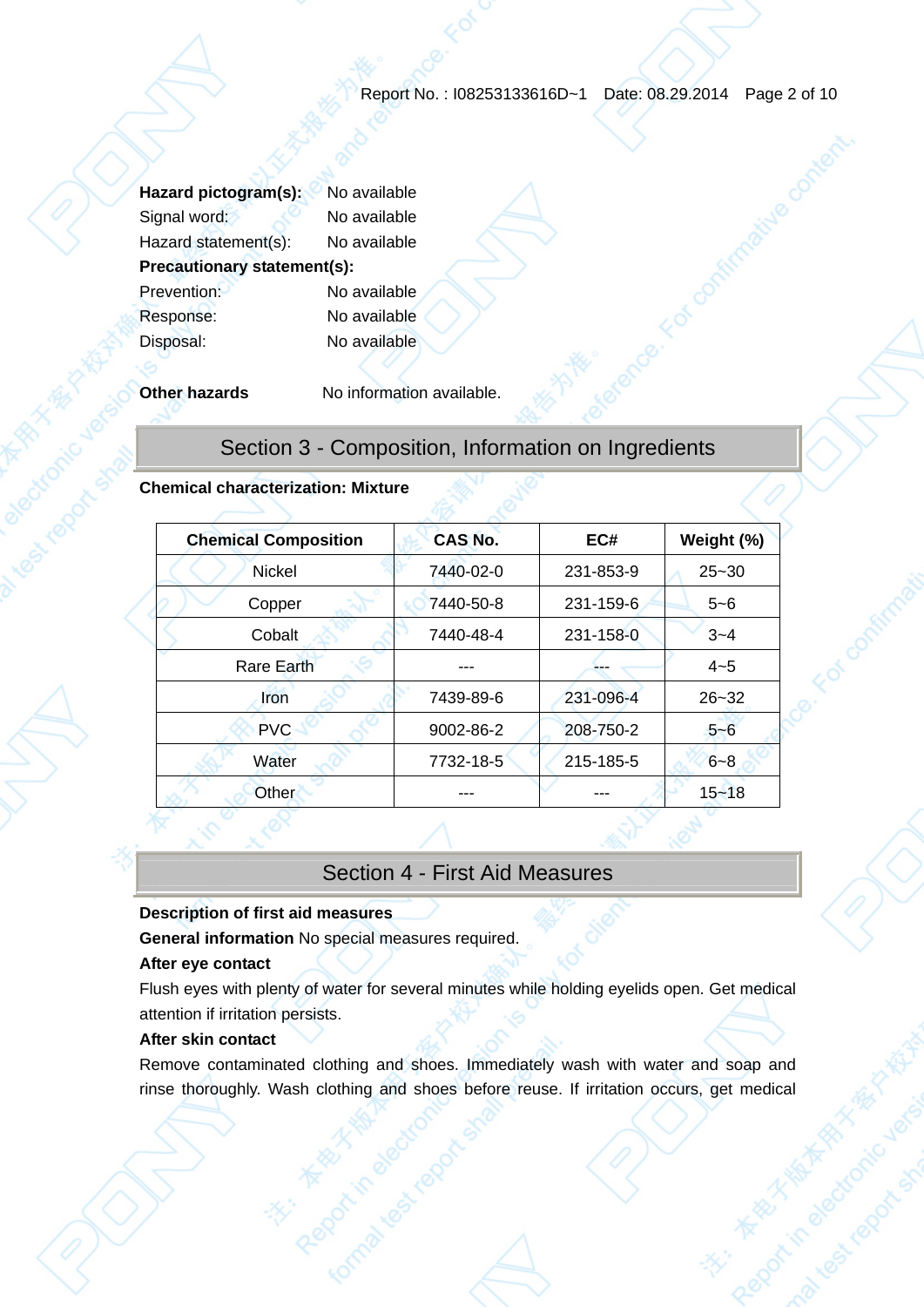**Hazard pictogram(s):** No available

Signal word: No available

Hazard statement(s): No available

**Precautionary statement(s):**

Prevention: No available

Response: No available

Disposal: No available

**Other hazards** No information available.

## Section 3 - Composition, Information on Ingredients

**Chemical characterization: Mixture**

| Chemical Composition | CAS No. | EC# | Weight (%) |
|---|---|---|---|
| Nickel | 7440-02-0 | 231-853-9 | 25~30 |
| Copper | 7440-50-8 | 231-159-6 | 5~6 |
| Cobalt | 7440-48-4 | 231-158-0 | 3~4 |
| Rare Earth | --- | --- | 4~5 |
| Iron | 7439-89-6 | 231-096-4 | 26~32 |
| PVC | 9002-86-2 | 208-750-2 | 5~6 |
| Water | 7732-18-5 | 215-185-5 | 6~8 |
| Other | --- | --- | 15~18 |

## Section 4 - First Aid Measures

**Description of first aid measures**

**General information** No special measures required.

**After eye contact**

Flush eyes with plenty of water for several minutes while holding eyelids open. Get medical attention if irritation persists.

**After skin contact**

Remove contaminated clothing and shoes. Immediately wash with water and soap and rinse thoroughly. Wash clothing and shoes before reuse. If irritation occurs, get medical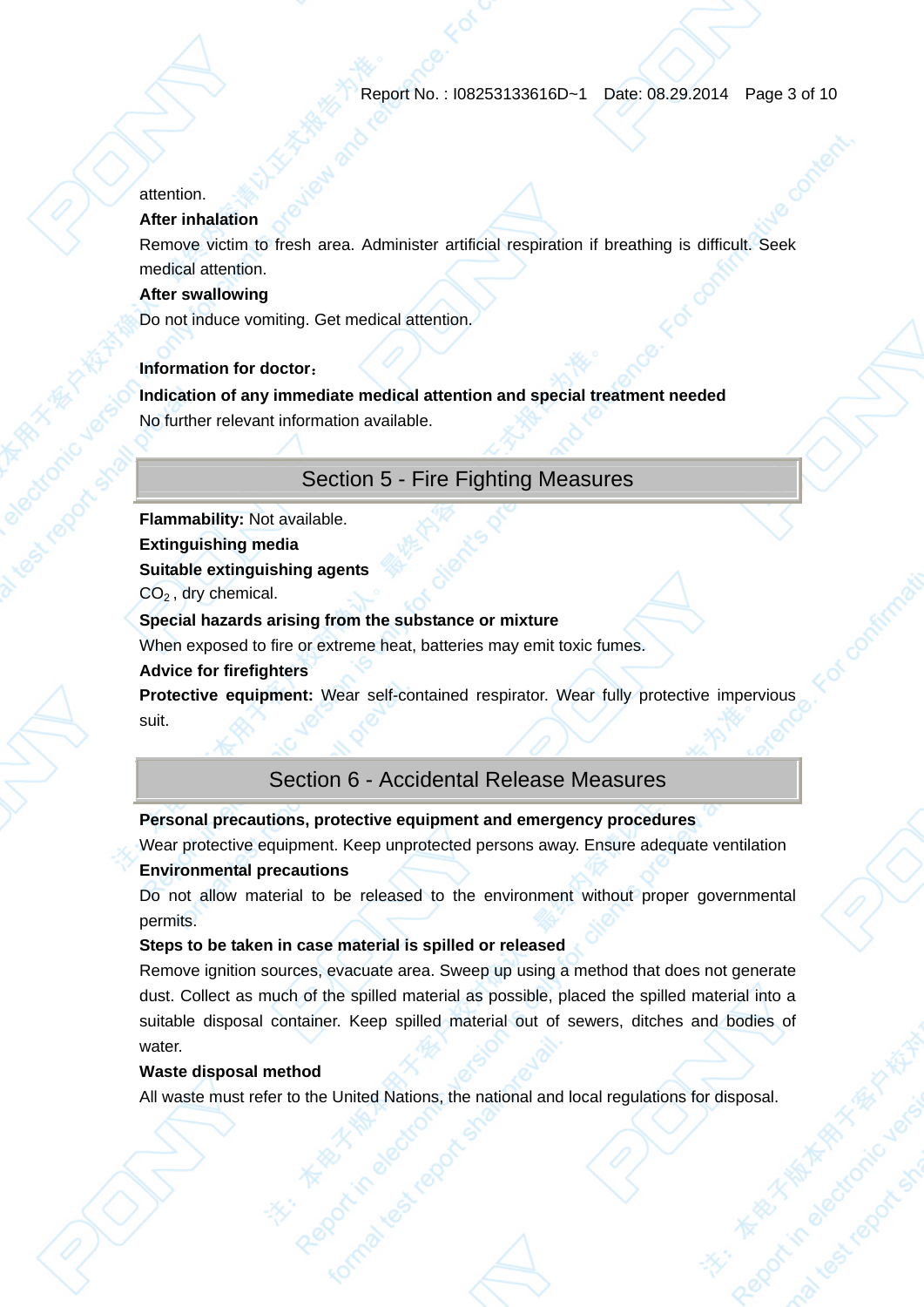attention.

**After inhalation**

Remove victim to fresh area. Administer artificial respiration if breathing is difficult. Seek medical attention.

**After swallowing**

Do not induce vomiting. Get medical attention.

**Information for doctor**：

**Indication of any immediate medical attention and special treatment needed**

No further relevant information available.

## Section 5 - Fire Fighting Measures

**Flammability:** Not available.

**Extinguishing media**

**Suitable extinguishing agents**

$CO_2$ , dry chemical.

**Special hazards arising from the substance or mixture**

When exposed to fire or extreme heat, batteries may emit toxic fumes.

**Advice for firefighters**

**Protective equipment:** Wear self-contained respirator. Wear fully protective impervious suit.

## Section 6 - Accidental Release Measures

**Personal precautions, protective equipment and emergency procedures**

Wear protective equipment. Keep unprotected persons away. Ensure adequate ventilation

**Environmental precautions**

Do not allow material to be released to the environment without proper governmental permits.

**Steps to be taken in case material is spilled or released**

Remove ignition sources, evacuate area. Sweep up using a method that does not generate dust. Collect as much of the spilled material as possible, placed the spilled material into a suitable disposal container. Keep spilled material out of sewers, ditches and bodies of water.

**Waste disposal method**

All waste must refer to the United Nations, the national and local regulations for disposal.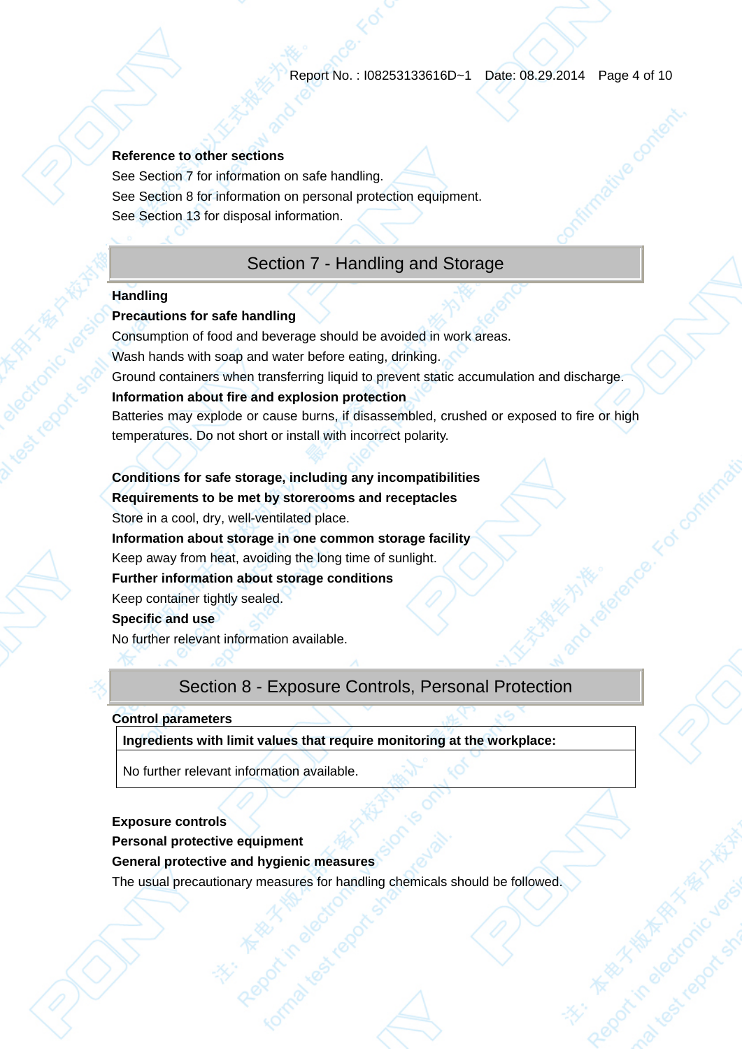**Reference to other sections**

See Section 7 for information on safe handling.
See Section 8 for information on personal protection equipment.
See Section 13 for disposal information.

## Section 7 - Handling and Storage

**Handling**

**Precautions for safe handling**

Consumption of food and beverage should be avoided in work areas.
Wash hands with soap and water before eating, drinking.
Ground containers when transferring liquid to prevent static accumulation and discharge.

**Information about fire and explosion protection**

Batteries may explode or cause burns, if disassembled, crushed or exposed to fire or high temperatures. Do not short or install with incorrect polarity.

**Conditions for safe storage, including any incompatibilities**

**Requirements to be met by storerooms and receptacles**

Store in a cool, dry, well-ventilated place.

**Information about storage in one common storage facility**

Keep away from heat, avoiding the long time of sunlight.

**Further information about storage conditions**

Keep container tightly sealed.

**Specific and use**

No further relevant information available.

## Section 8 - Exposure Controls, Personal Protection

**Control parameters**

| **Ingredients with limit values that require monitoring at the workplace:** |
|---|
| No further relevant information available. |

**Exposure controls**

**Personal protective equipment**

**General protective and hygienic measures**

The usual precautionary measures for handling chemicals should be followed.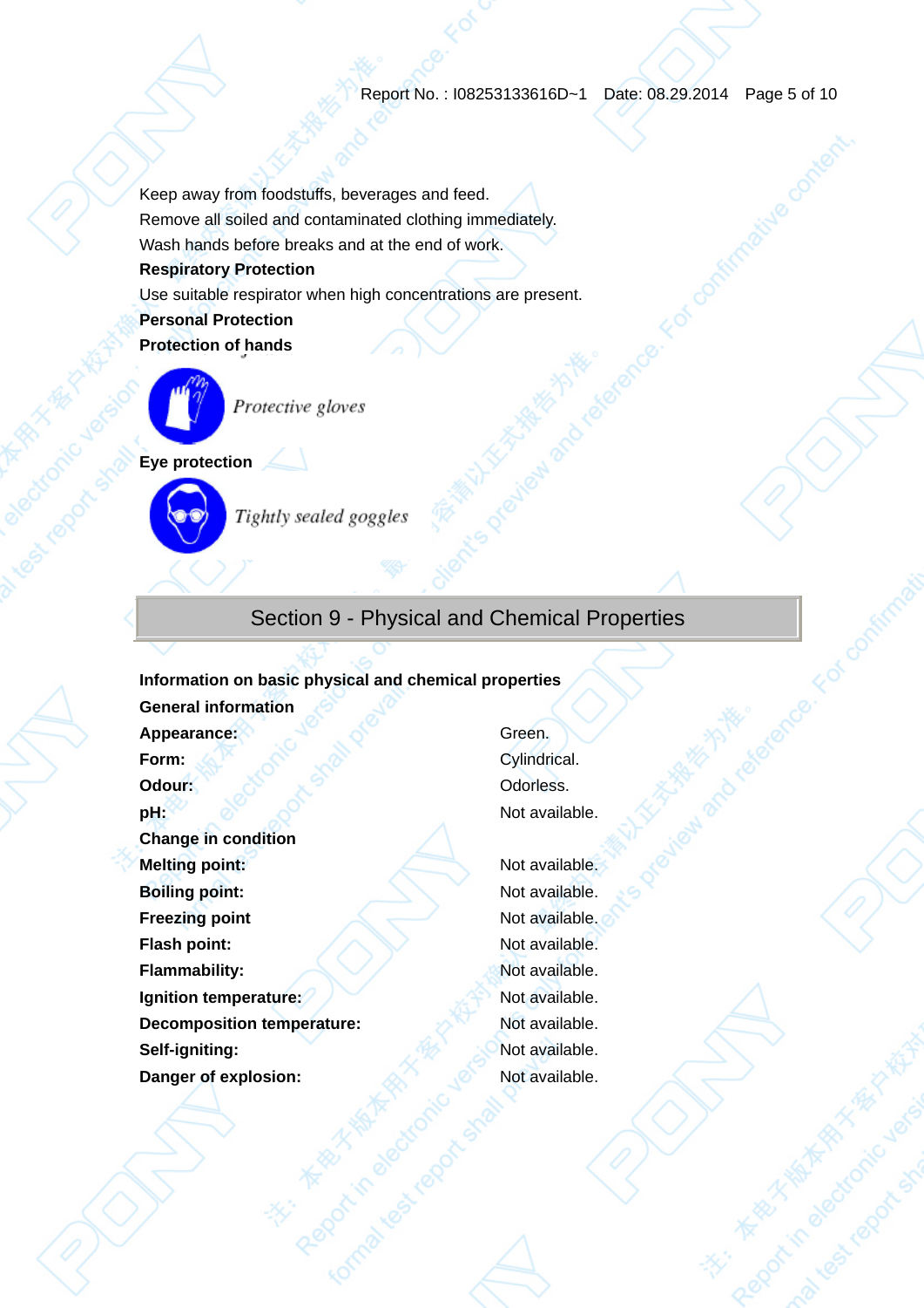Keep away from foodstuffs, beverages and feed.
Remove all soiled and contaminated clothing immediately.
Wash hands before breaks and at the end of work.

**Respiratory Protection**

Use suitable respirator when high concentrations are present.

**Personal Protection**

**Protection of hands**

*Protective gloves*

**Eye protection**

*Tightly sealed goggles*

## Section 9 - Physical and Chemical Properties

**Information on basic physical and chemical properties**

**General information**

| | |
|---|---|
| **Appearance:** | Green. |
| **Form:** | Cylindrical. |
| **Odour:** | Odorless. |
| **pH:** | Not available. |
| **Change in condition** | |
| **Melting point:** | Not available. |
| **Boiling point:** | Not available. |
| **Freezing point** | Not available. |
| **Flash point:** | Not available. |
| **Flammability:** | Not available. |
| **Ignition temperature:** | Not available. |
| **Decomposition temperature:** | Not available. |
| **Self-igniting:** | Not available. |
| **Danger of explosion:** | Not available. |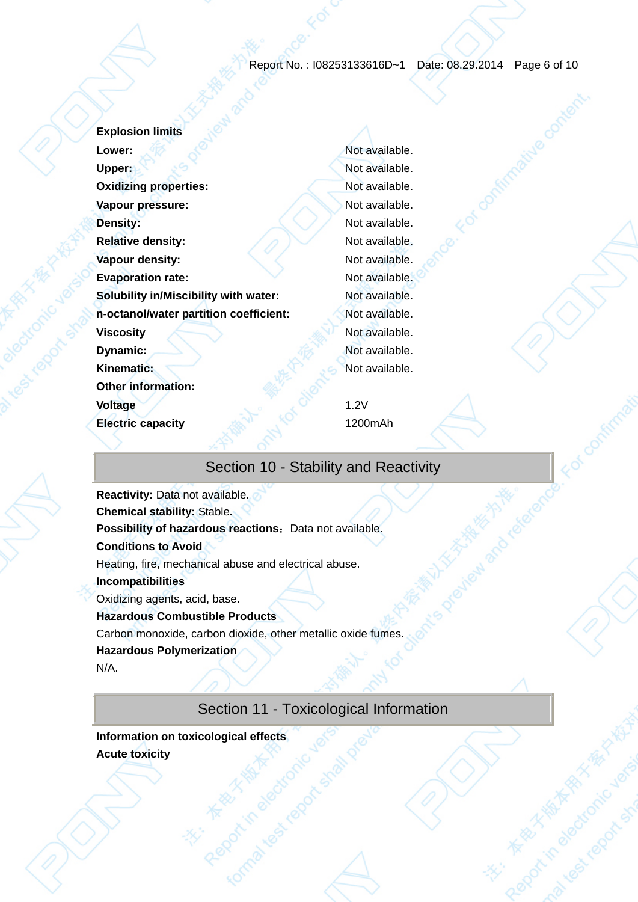**Explosion limits**

| | |
|---|---|
| **Lower:** | Not available. |
| **Upper:** | Not available. |
| **Oxidizing properties:** | Not available. |
| **Vapour pressure:** | Not available. |
| **Density:** | Not available. |
| **Relative density:** | Not available. |
| **Vapour density:** | Not available. |
| **Evaporation rate:** | Not available. |
| **Solubility in/Miscibility with water:** | Not available. |
| **n-octanol/water partition coefficient:** | Not available. |
| **Viscosity** | Not available. |
| **Dynamic:** | Not available. |
| **Kinematic:** | Not available. |
| **Other information:** | |
| **Voltage** | 1.2V |
| **Electric capacity** | 1200mAh |

## Section 10 - Stability and Reactivity

**Reactivity:** Data not available.

**Chemical stability:** Stable**.**

**Possibility of hazardous reactions**：Data not available.

**Conditions to Avoid**

Heating, fire, mechanical abuse and electrical abuse.

**Incompatibilities**

Oxidizing agents, acid, base.

**Hazardous Combustible Products**

Carbon monoxide, carbon dioxide, other metallic oxide fumes.

**Hazardous Polymerization**

N/A.

## Section 11 - Toxicological Information

**Information on toxicological effects**

**Acute toxicity**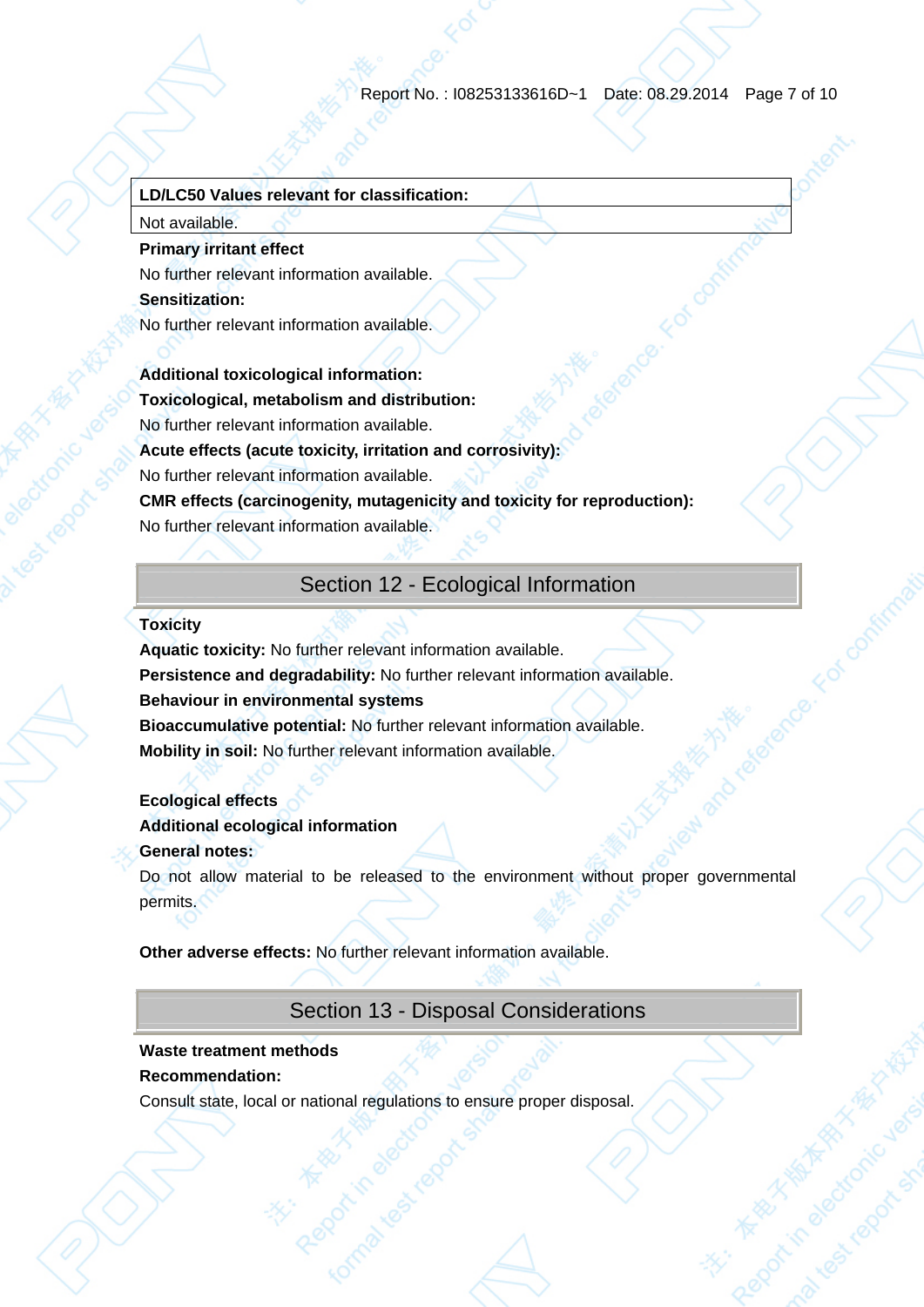| LD/LC50 Values relevant for classification: |
| --- |
| Not available. |

**Primary irritant effect**

No further relevant information available.

**Sensitization:**

No further relevant information available.

**Additional toxicological information:**

**Toxicological, metabolism and distribution:**

No further relevant information available.

**Acute effects (acute toxicity, irritation and corrosivity):**

No further relevant information available.

**CMR effects (carcinogenity, mutagenicity and toxicity for reproduction):**

No further relevant information available.

## Section 12 - Ecological Information

**Toxicity**

**Aquatic toxicity:** No further relevant information available.

**Persistence and degradability:** No further relevant information available.

**Behaviour in environmental systems**

**Bioaccumulative potential:** No further relevant information available.

**Mobility in soil:** No further relevant information available.

**Ecological effects**

**Additional ecological information**

**General notes:**

Do not allow material to be released to the environment without proper governmental permits.

**Other adverse effects:** No further relevant information available.

## Section 13 - Disposal Considerations

**Waste treatment methods**

**Recommendation:**

Consult state, local or national regulations to ensure proper disposal.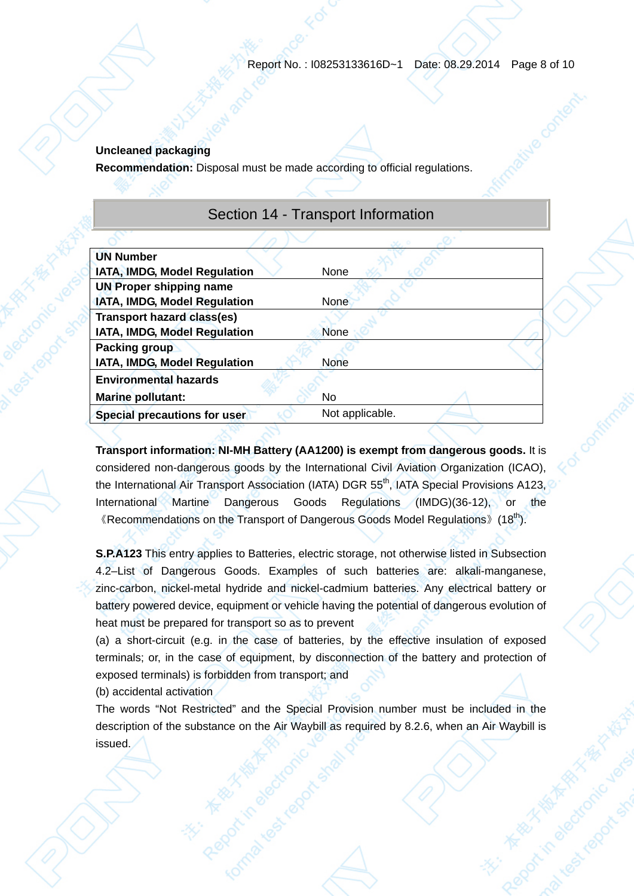**Uncleaned packaging**

**Recommendation:** Disposal must be made according to official regulations.

## Section 14 - Transport Information

| | |
|---|---|
| **UN Number**<br>**IATA, IMDG, Model Regulation** | None |
| **UN Proper shipping name**<br>**IATA, IMDG, Model Regulation** | None |
| **Transport hazard class(es)**<br>**IATA, IMDG, Model Regulation** | None |
| **Packing group**<br>**IATA, IMDG, Model Regulation** | None |
| **Environmental hazards**<br>**Marine pollutant:** | No |
| **Special precautions for user** | Not applicable. |

**Transport information: NI-MH Battery (AA1200) is exempt from dangerous goods.** It is considered non-dangerous goods by the International Civil Aviation Organization (ICAO), the International Air Transport Association (IATA) DGR 55$^{th}$, IATA Special Provisions A123, International Martine Dangerous Goods Regulations (IMDG)(36-12), or the 《Recommendations on the Transport of Dangerous Goods Model Regulations》(18$^{th}$).

**S.P.A123** This entry applies to Batteries, electric storage, not otherwise listed in Subsection 4.2–List of Dangerous Goods. Examples of such batteries are: alkali-manganese, zinc-carbon, nickel-metal hydride and nickel-cadmium batteries. Any electrical battery or battery powered device, equipment or vehicle having the potential of dangerous evolution of heat must be prepared for transport so as to prevent

(a) a short-circuit (e.g. in the case of batteries, by the effective insulation of exposed terminals; or, in the case of equipment, by disconnection of the battery and protection of exposed terminals) is forbidden from transport; and

(b) accidental activation

The words “Not Restricted” and the Special Provision number must be included in the description of the substance on the Air Waybill as required by 8.2.6, when an Air Waybill is issued.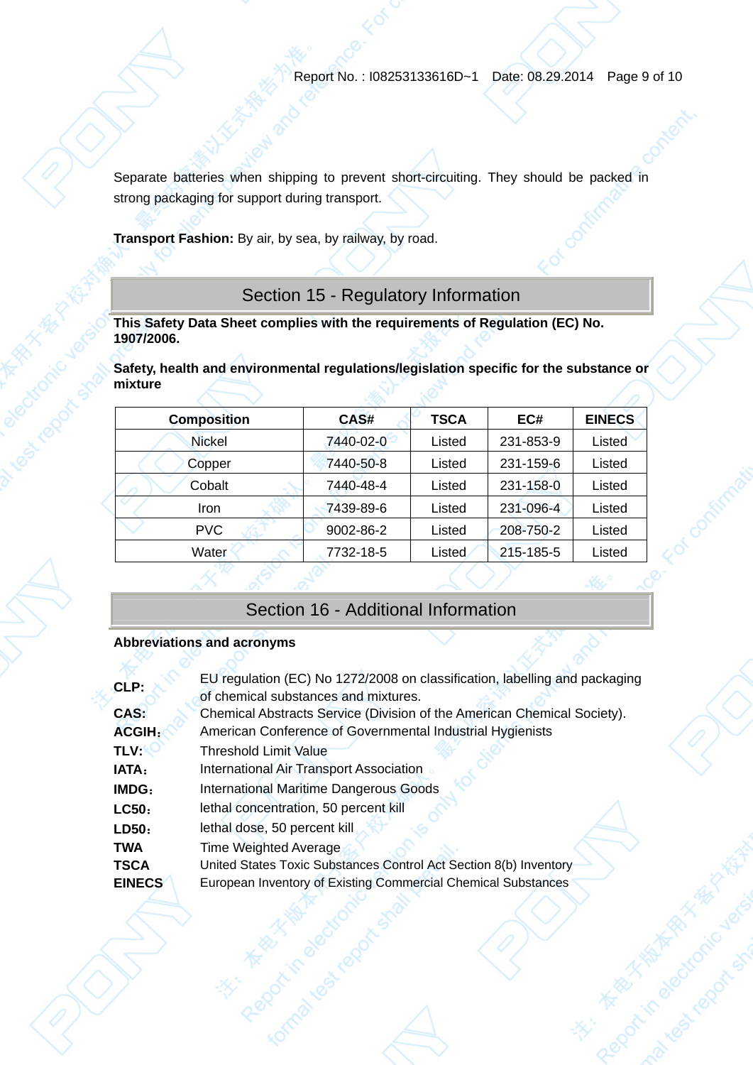Separate batteries when shipping to prevent short-circuiting. They should be packed in strong packaging for support during transport.

**Transport Fashion:** By air, by sea, by railway, by road.

## Section 15 - Regulatory Information

**This Safety Data Sheet complies with the requirements of Regulation (EC) No. 1907/2006.**

**Safety, health and environmental regulations/legislation specific for the substance or mixture**

| Composition | CAS# | TSCA | EC# | EINECS |
|---|---|---|---|---|
| Nickel | 7440-02-0 | Listed | 231-853-9 | Listed |
| Copper | 7440-50-8 | Listed | 231-159-6 | Listed |
| Cobalt | 7440-48-4 | Listed | 231-158-0 | Listed |
| Iron | 7439-89-6 | Listed | 231-096-4 | Listed |
| PVC | 9002-86-2 | Listed | 208-750-2 | Listed |
| Water | 7732-18-5 | Listed | 215-185-5 | Listed |

## Section 16 - Additional Information

**Abbreviations and acronyms**

**CLP:** EU regulation (EC) No 1272/2008 on classification, labelling and packaging of chemical substances and mixtures.

**CAS:** Chemical Abstracts Service (Division of the American Chemical Society).

**ACGIH：** American Conference of Governmental Industrial Hygienists

**TLV:** Threshold Limit Value

**IATA：** International Air Transport Association

**IMDG：** International Maritime Dangerous Goods

**LC50：** lethal concentration, 50 percent kill

**LD50：** lethal dose, 50 percent kill

**TWA** Time Weighted Average

**TSCA** United States Toxic Substances Control Act Section 8(b) Inventory

**EINECS** European Inventory of Existing Commercial Chemical Substances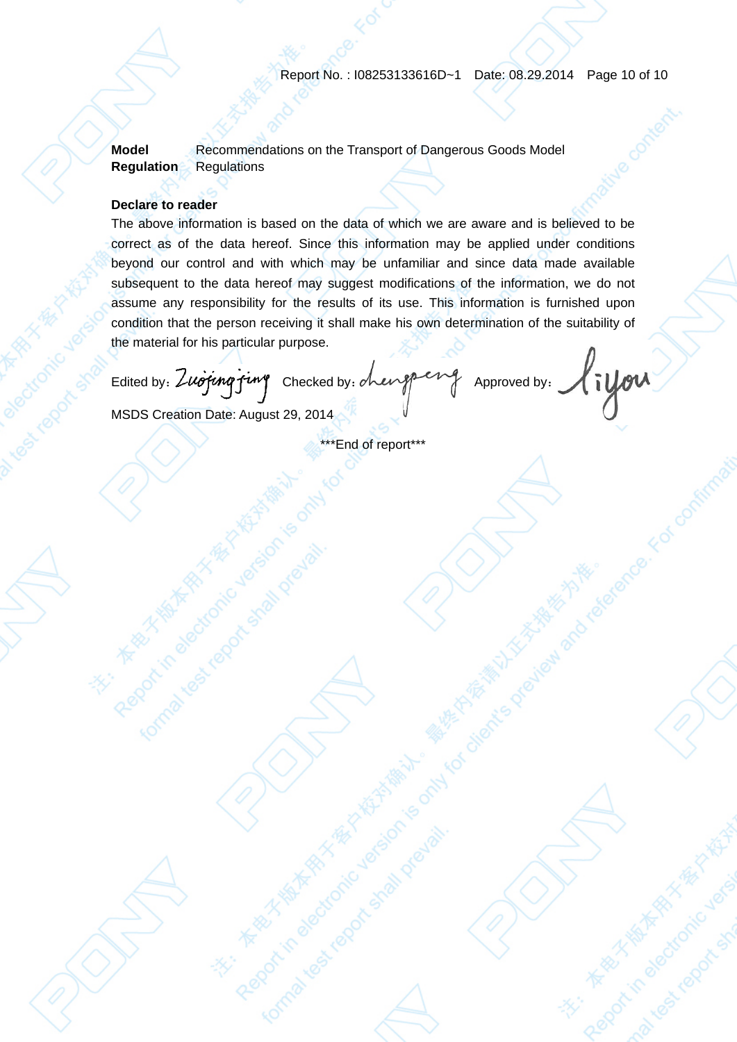| | |
|---|---|
| **Model Regulation** | Recommendations on the Transport of Dangerous Goods Model Regulations |

**Declare to reader**

The above information is based on the data of which we are aware and is believed to be correct as of the data hereof. Since this information may be applied under conditions beyond our control and with which may be unfamiliar and since data made available subsequent to the data hereof may suggest modifications of the information, we do not assume any responsibility for the results of its use. This information is furnished upon condition that the person receiving it shall make his own determination of the suitability of the material for his particular purpose.

Edited by：Zuojingjing Checked by：zhengpeng Approved by：liyou

MSDS Creation Date: August 29, 2014

***End of report***